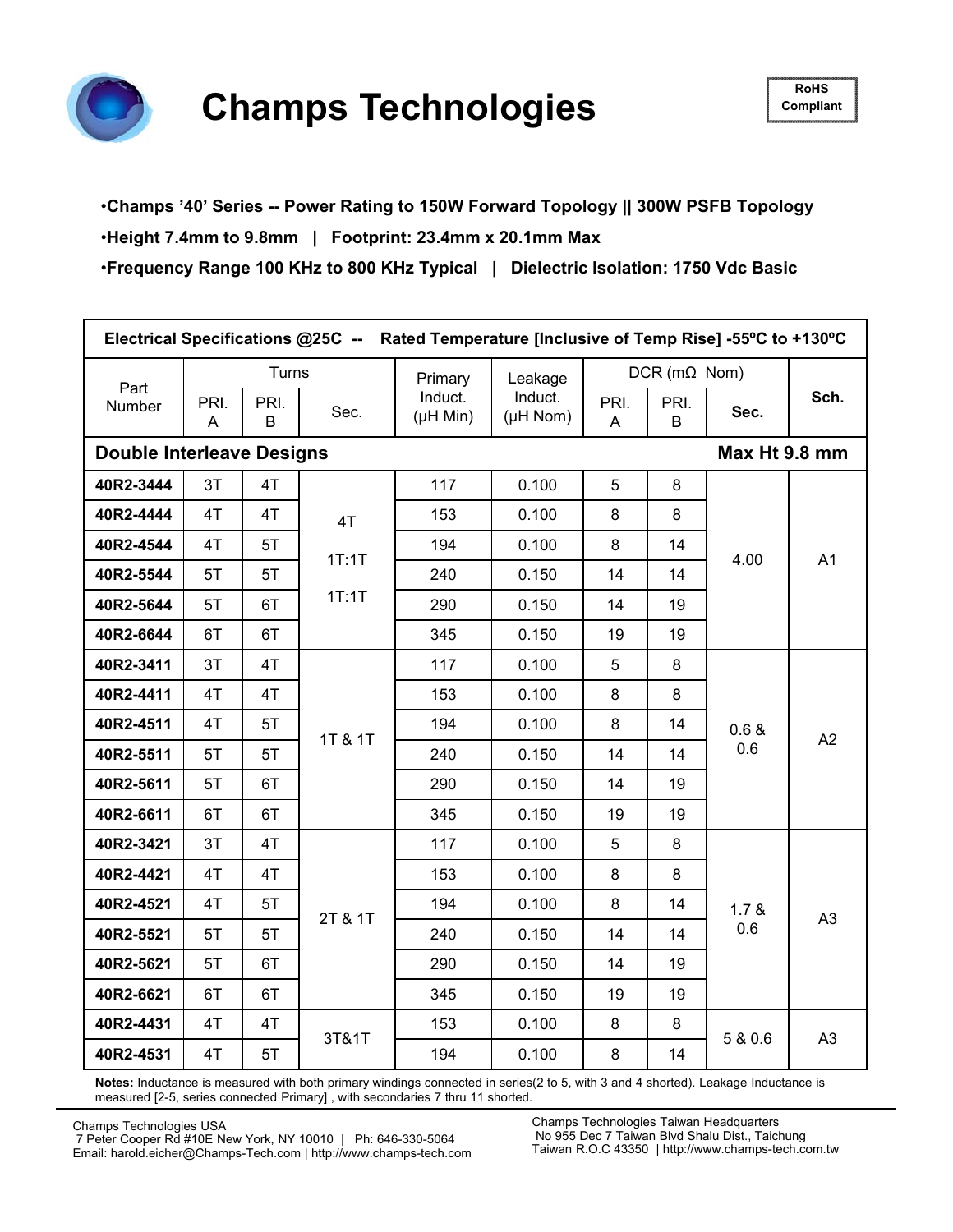# Champs Technologies

RoHS Compliant

- **Champs '40' Series -- Power Rating to 150W Forward Topology || 300W PSFB Topology**
- **Height 7.4mm to 9.8mm | Footprint: 23.4mm x 20.1mm Max**
- **Frequency Range 100 KHz to 800 KHz Typical | Dielectric Isolation: 1750 Vdc Basic**

| Electrical Specifications @25C -- Rated Temperature [Inclusive of Temp Rise] -55ºC to +130ºC | | | | | | | | | |
|---|---|---|---|---|---|---|---|---|---|
| Part Number | Turns | | | Primary Induct. (µH Min) | Leakage Induct. (µH Nom) | DCR (mΩ Nom) | | | Sch. |
| | PRI. A | PRI. B | Sec. | | | PRI. A | PRI. B | Sec. | |
| **Double Interleave Designs** | | | | | | | | **Max Ht 9.8 mm** | |
| **40R2-3444** | 3T | 4T | 4T 1T:1T 1T:1T | 117 | 0.100 | 5 | 8 | 4.00 | A1 |
| **40R2-4444** | 4T | 4T | | 153 | 0.100 | 8 | 8 | | |
| **40R2-4544** | 4T | 5T | | 194 | 0.100 | 8 | 14 | | |
| **40R2-5544** | 5T | 5T | | 240 | 0.150 | 14 | 14 | | |
| **40R2-5644** | 5T | 6T | | 290 | 0.150 | 14 | 19 | | |
| **40R2-6644** | 6T | 6T | | 345 | 0.150 | 19 | 19 | | |
| **40R2-3411** | 3T | 4T | 1T & 1T | 117 | 0.100 | 5 | 8 | 0.6 & 0.6 | A2 |
| **40R2-4411** | 4T | 4T | | 153 | 0.100 | 8 | 8 | | |
| **40R2-4511** | 4T | 5T | | 194 | 0.100 | 8 | 14 | | |
| **40R2-5511** | 5T | 5T | | 240 | 0.150 | 14 | 14 | | |
| **40R2-5611** | 5T | 6T | | 290 | 0.150 | 14 | 19 | | |
| **40R2-6611** | 6T | 6T | | 345 | 0.150 | 19 | 19 | | |
| **40R2-3421** | 3T | 4T | 2T & 1T | 117 | 0.100 | 5 | 8 | 1.7 & 0.6 | A3 |
| **40R2-4421** | 4T | 4T | | 153 | 0.100 | 8 | 8 | | |
| **40R2-4521** | 4T | 5T | | 194 | 0.100 | 8 | 14 | | |
| **40R2-5521** | 5T | 5T | | 240 | 0.150 | 14 | 14 | | |
| **40R2-5621** | 5T | 6T | | 290 | 0.150 | 14 | 19 | | |
| **40R2-6621** | 6T | 6T | | 345 | 0.150 | 19 | 19 | | |
| **40R2-4431** | 4T | 4T | 3T&1T | 153 | 0.100 | 8 | 8 | 5 & 0.6 | A3 |
| **40R2-4531** | 4T | 5T | | 194 | 0.100 | 8 | 14 | | |

**Notes:** Inductance is measured with both primary windings connected in series(2 to 5, with 3 and 4 shorted). Leakage Inductance is measured [2-5, series connected Primary] , with secondaries 7 thru 11 shorted.

Champs Technologies USA
7 Peter Cooper Rd #10E New York, NY 10010 | Ph: 646-330-5064
Email: harold.eicher@Champs-Tech.com | http://www.champs-tech.com

Champs Technologies Taiwan Headquarters
No 955 Dec 7 Taiwan Blvd Shalu Dist., Taichung
Taiwan R.O.C 43350 | http://www.champs-tech.com.tw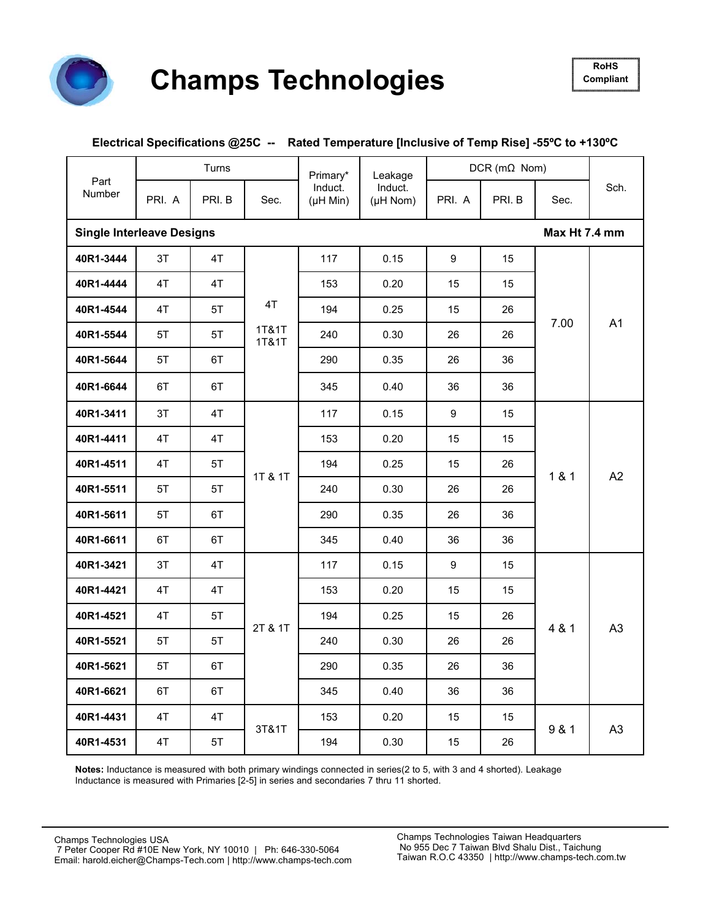# Champs Technologies

RoHS Compliant

**Electrical Specifications @25C -- Rated Temperature [Inclusive of Temp Rise] -55ºC to +130ºC**

| Part Number | Turns | | | Primary* Induct. (µH Min) | Leakage Induct. (µH Nom) | DCR (mΩ Nom) | | | Sch. |
|---|---|---|---|---|---|---|---|---|---|
| | PRI. A | PRI. B | Sec. | | | PRI. A | PRI. B | Sec. | |
| **Single Interleave Designs** | | | | | | | | **Max Ht 7.4 mm** | |
| **40R1-3444** | 3T | 4T | 4T 1T&1T 1T&1T | 117 | 0.15 | 9 | 15 | 7.00 | A1 |
| **40R1-4444** | 4T | 4T | | 153 | 0.20 | 15 | 15 | | |
| **40R1-4544** | 4T | 5T | | 194 | 0.25 | 15 | 26 | | |
| **40R1-5544** | 5T | 5T | | 240 | 0.30 | 26 | 26 | | |
| **40R1-5644** | 5T | 6T | | 290 | 0.35 | 26 | 36 | | |
| **40R1-6644** | 6T | 6T | | 345 | 0.40 | 36 | 36 | | |
| **40R1-3411** | 3T | 4T | 1T & 1T | 117 | 0.15 | 9 | 15 | 1 & 1 | A2 |
| **40R1-4411** | 4T | 4T | | 153 | 0.20 | 15 | 15 | | |
| **40R1-4511** | 4T | 5T | | 194 | 0.25 | 15 | 26 | | |
| **40R1-5511** | 5T | 5T | | 240 | 0.30 | 26 | 26 | | |
| **40R1-5611** | 5T | 6T | | 290 | 0.35 | 26 | 36 | | |
| **40R1-6611** | 6T | 6T | | 345 | 0.40 | 36 | 36 | | |
| **40R1-3421** | 3T | 4T | 2T & 1T | 117 | 0.15 | 9 | 15 | 4 & 1 | A3 |
| **40R1-4421** | 4T | 4T | | 153 | 0.20 | 15 | 15 | | |
| **40R1-4521** | 4T | 5T | | 194 | 0.25 | 15 | 26 | | |
| **40R1-5521** | 5T | 5T | | 240 | 0.30 | 26 | 26 | | |
| **40R1-5621** | 5T | 6T | | 290 | 0.35 | 26 | 36 | | |
| **40R1-6621** | 6T | 6T | | 345 | 0.40 | 36 | 36 | | |
| **40R1-4431** | 4T | 4T | 3T&1T | 153 | 0.20 | 15 | 15 | 9 & 1 | A3 |
| **40R1-4531** | 4T | 5T | | 194 | 0.30 | 15 | 26 | | |

**Notes:** Inductance is measured with both primary windings connected in series(2 to 5, with 3 and 4 shorted). Leakage Inductance is measured with Primaries [2-5] in series and secondaries 7 thru 11 shorted.

Champs Technologies USA
7 Peter Cooper Rd #10E New York, NY 10010 | Ph: 646-330-5064
Email: harold.eicher@Champs-Tech.com | http://www.champs-tech.com

Champs Technologies Taiwan Headquarters
No 955 Dec 7 Taiwan Blvd Shalu Dist., Taichung
Taiwan R.O.C 43350 | http://www.champs-tech.com.tw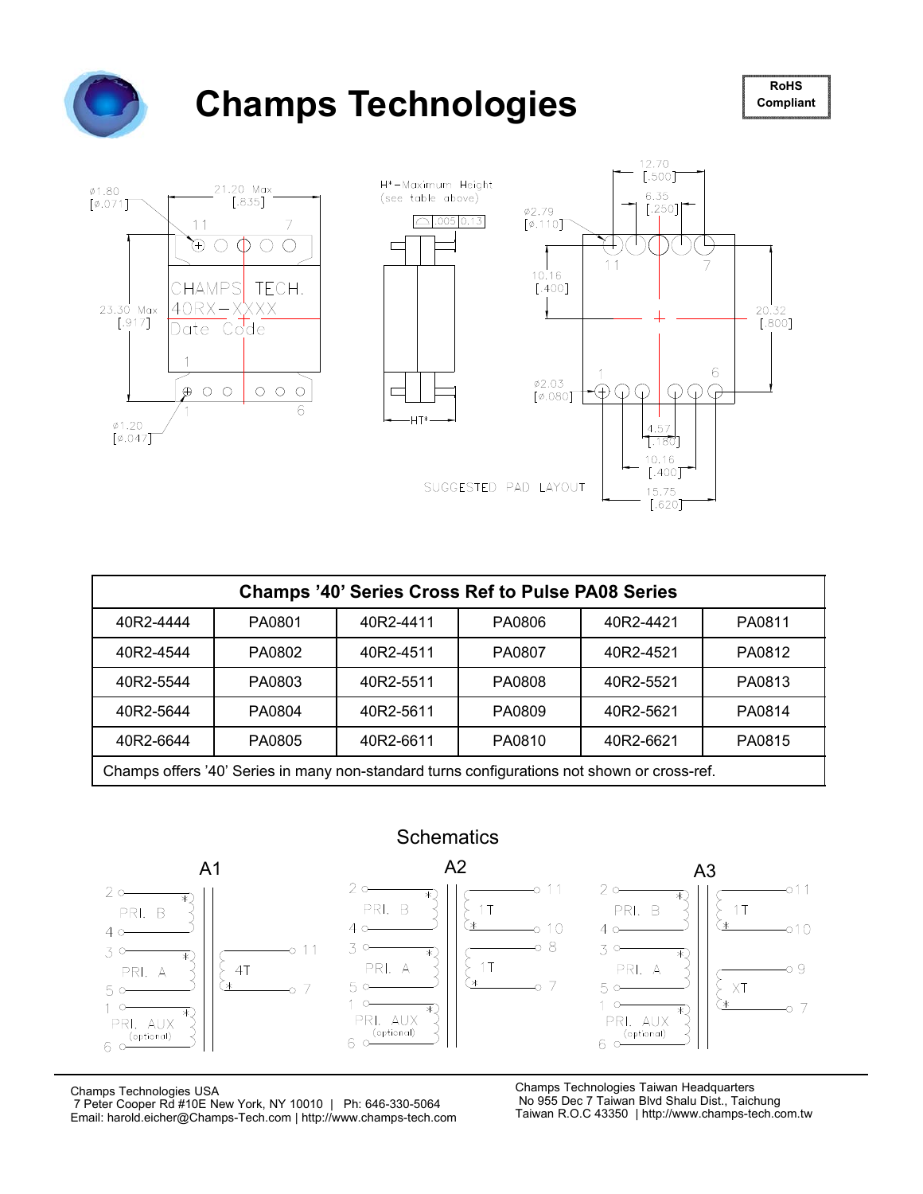# Champs Technologies

**RoHS Compliant**

Ø1.80 [Ø.071]

21.20 Max [.835]

23.30 Max [.917]

CHAMPS TECH.
40RX-XXXX
Date Code

Ø1.20 [Ø.047]

H* - Maximum Height (see table above)

.005 0.13

HT*

12.70 [.500]

6.35 [.250]

Ø2.79 [Ø.110]

10.16 [.400]

20.32 [.800]

Ø2.03 [Ø.080]

4.57 [.180]

10.16 [.400]

15.75 [.620]

SUGGESTED PAD LAYOUT

| Champs '40' Series Cross Ref to Pulse PA08 Series | | | | | |
|---|---|---|---|---|---|
| 40R2-4444 | PA0801 | 40R2-4411 | PA0806 | 40R2-4421 | PA0811 |
| 40R2-4544 | PA0802 | 40R2-4511 | PA0807 | 40R2-4521 | PA0812 |
| 40R2-5544 | PA0803 | 40R2-5511 | PA0808 | 40R2-5521 | PA0813 |
| 40R2-5644 | PA0804 | 40R2-5611 | PA0809 | 40R2-5621 | PA0814 |
| 40R2-6644 | PA0805 | 40R2-6611 | PA0810 | 40R2-6621 | PA0815 |
| Champs offers '40' Series in many non-standard turns configurations not shown or cross-ref. | | | | | |

## Schematics

A1: PRI. B (2–4), PRI. A (3–5), PRI. AUX (optional) (1–6); 4T (11–7)

A2: PRI. B (2–4), PRI. A (3–5), PRI. AUX (optional) (1–6); 1T (11–10), 1T (8–7)

A3: PRI. B (2–4), PRI. A (3–5), PRI. AUX (optional) (1–6); 1T (11–10), XT (9–7)

Champs Technologies USA
7 Peter Cooper Rd #10E New York, NY 10010 | Ph: 646-330-5064
Email: harold.eicher@Champs-Tech.com | http://www.champs-tech.com

Champs Technologies Taiwan Headquarters
No 955 Dec 7 Taiwan Blvd Shalu Dist., Taichung
Taiwan R.O.C 43350 | http://www.champs-tech.com.tw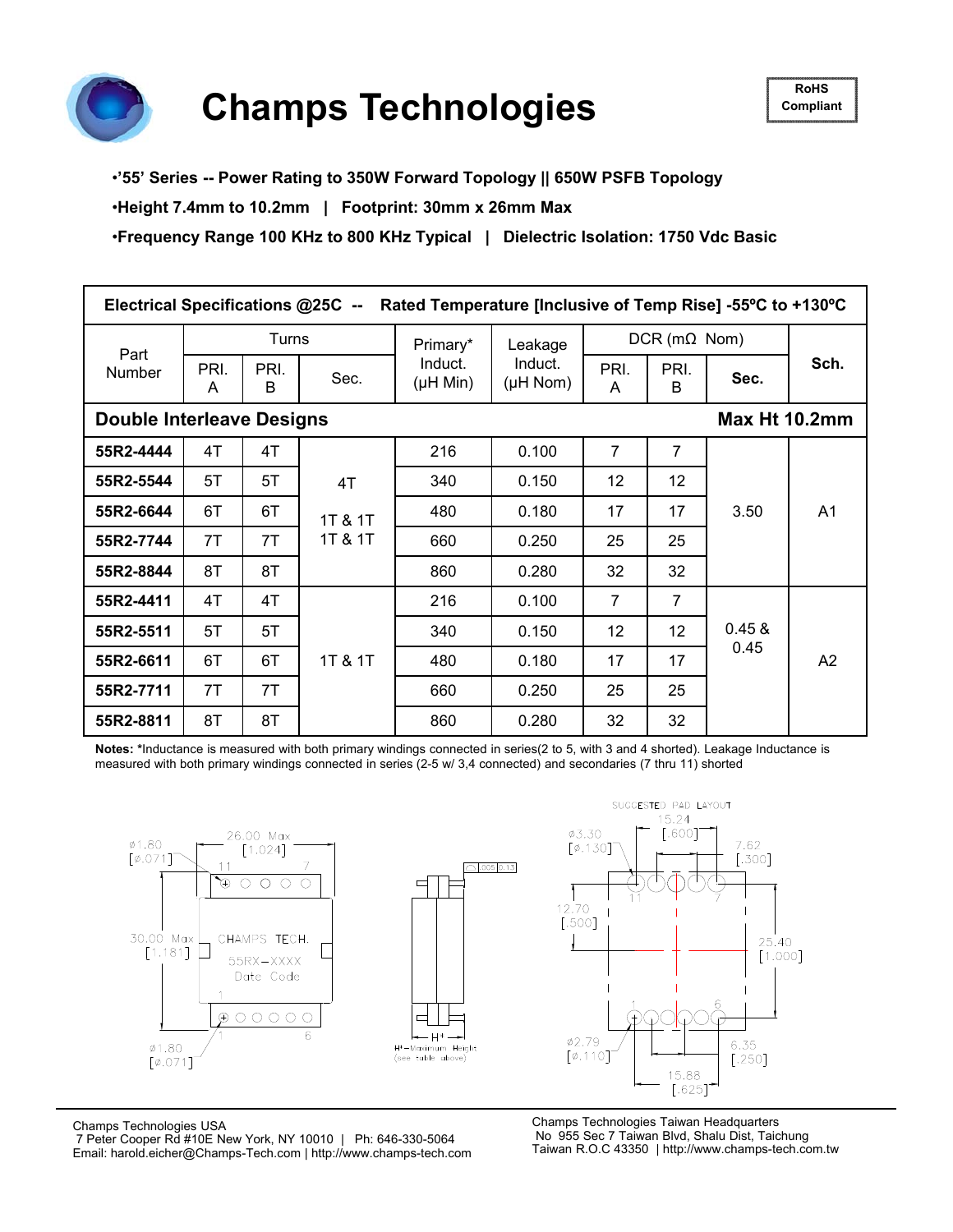# Champs Technologies

**RoHS Compliant**

- **'55' Series -- Power Rating to 350W Forward Topology || 650W PSFB Topology**
- **Height 7.4mm to 10.2mm | Footprint: 30mm x 26mm Max**
- **Frequency Range 100 KHz to 800 KHz Typical | Dielectric Isolation: 1750 Vdc Basic**

**Electrical Specifications @25C -- Rated Temperature [Inclusive of Temp Rise] -55ºC to +130ºC**

| Part Number | Turns | | | Primary* Induct. (μH Min) | Leakage Induct. (μH Nom) | DCR (mΩ Nom) | | | Sch. |
|---|---|---|---|---|---|---|---|---|---|
| | PRI. A | PRI. B | Sec. | | | PRI. A | PRI. B | Sec. | |
| **Double Interleave Designs** | | | | | | | | **Max Ht 10.2mm** | |
| **55R2-4444** | 4T | 4T | 4T 1T & 1T 1T & 1T | 216 | 0.100 | 7 | 7 | 3.50 | A1 |
| **55R2-5544** | 5T | 5T | | 340 | 0.150 | 12 | 12 | | |
| **55R2-6644** | 6T | 6T | | 480 | 0.180 | 17 | 17 | | |
| **55R2-7744** | 7T | 7T | | 660 | 0.250 | 25 | 25 | | |
| **55R2-8844** | 8T | 8T | | 860 | 0.280 | 32 | 32 | | |
| **55R2-4411** | 4T | 4T | 1T & 1T | 216 | 0.100 | 7 | 7 | 0.45 & 0.45 | A2 |
| **55R2-5511** | 5T | 5T | | 340 | 0.150 | 12 | 12 | | |
| **55R2-6611** | 6T | 6T | | 480 | 0.180 | 17 | 17 | | |
| **55R2-7711** | 7T | 7T | | 660 | 0.250 | 25 | 25 | | |
| **55R2-8811** | 8T | 8T | | 860 | 0.280 | 32 | 32 | | |

**Notes:** *Inductance is measured with both primary windings connected in series(2 to 5, with 3 and 4 shorted). Leakage Inductance is measured with both primary windings connected in series (2-5 w/ 3,4 connected) and secondaries (7 thru 11) shorted

Champs Technologies USA
7 Peter Cooper Rd #10E New York, NY 10010 | Ph: 646-330-5064
Email: harold.eicher@Champs-Tech.com | http://www.champs-tech.com

Champs Technologies Taiwan Headquarters
No 955 Sec 7 Taiwan Blvd, Shalu Dist, Taichung
Taiwan R.O.C 43350 | http://www.champs-tech.com.tw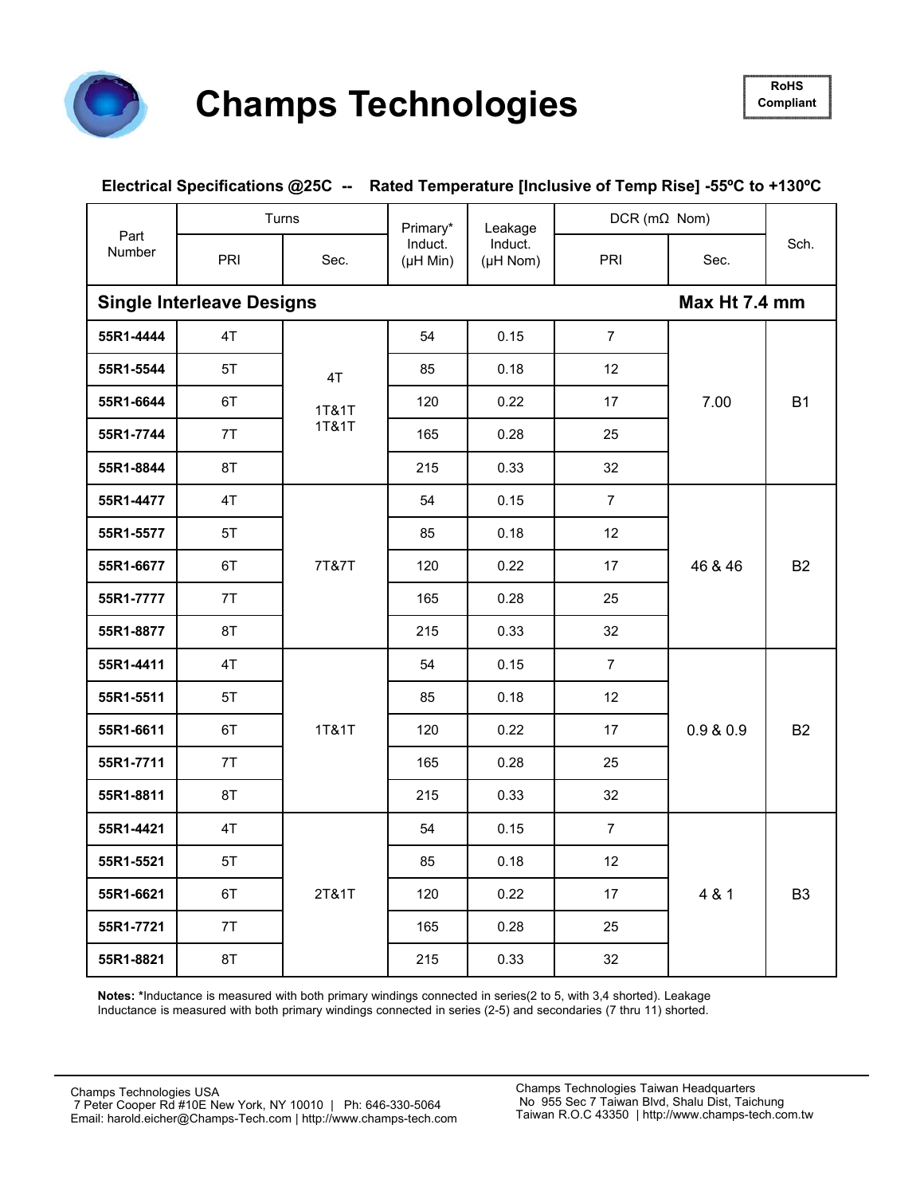# Champs Technologies

**RoHS Compliant**

**Electrical Specifications @25C -- Rated Temperature [Inclusive of Temp Rise] -55ºC to +130ºC**

| Part Number | Turns | | Primary* Induct. (µH Min) | Leakage Induct. (µH Nom) | DCR (mΩ Nom) | | Sch. |
|---|---|---|---|---|---|---|---|
| | PRI | Sec. | | | PRI | Sec. | |
| **Single Interleave Designs** | | | | | | **Max Ht 7.4 mm** | |
| **55R1-4444** | 4T | 4T 1T&1T 1T&1T | 54 | 0.15 | 7 | 7.00 | B1 |
| **55R1-5544** | 5T | | 85 | 0.18 | 12 | | |
| **55R1-6644** | 6T | | 120 | 0.22 | 17 | | |
| **55R1-7744** | 7T | | 165 | 0.28 | 25 | | |
| **55R1-8844** | 8T | | 215 | 0.33 | 32 | | |
| **55R1-4477** | 4T | 7T&7T | 54 | 0.15 | 7 | 46 & 46 | B2 |
| **55R1-5577** | 5T | | 85 | 0.18 | 12 | | |
| **55R1-6677** | 6T | | 120 | 0.22 | 17 | | |
| **55R1-7777** | 7T | | 165 | 0.28 | 25 | | |
| **55R1-8877** | 8T | | 215 | 0.33 | 32 | | |
| **55R1-4411** | 4T | 1T&1T | 54 | 0.15 | 7 | 0.9 & 0.9 | B2 |
| **55R1-5511** | 5T | | 85 | 0.18 | 12 | | |
| **55R1-6611** | 6T | | 120 | 0.22 | 17 | | |
| **55R1-7711** | 7T | | 165 | 0.28 | 25 | | |
| **55R1-8811** | 8T | | 215 | 0.33 | 32 | | |
| **55R1-4421** | 4T | 2T&1T | 54 | 0.15 | 7 | 4 & 1 | B3 |
| **55R1-5521** | 5T | | 85 | 0.18 | 12 | | |
| **55R1-6621** | 6T | | 120 | 0.22 | 17 | | |
| **55R1-7721** | 7T | | 165 | 0.28 | 25 | | |
| **55R1-8821** | 8T | | 215 | 0.33 | 32 | | |

**Notes: ***Inductance is measured with both primary windings connected in series(2 to 5, with 3,4 shorted). Leakage Inductance is measured with both primary windings connected in series (2-5) and secondaries (7 thru 11) shorted.

Champs Technologies USA
7 Peter Cooper Rd #10E New York, NY 10010 | Ph: 646-330-5064
Email: harold.eicher@Champs-Tech.com | http://www.champs-tech.com

Champs Technologies Taiwan Headquarters
No 955 Sec 7 Taiwan Blvd, Shalu Dist, Taichung
Taiwan R.O.C 43350 | http://www.champs-tech.com.tw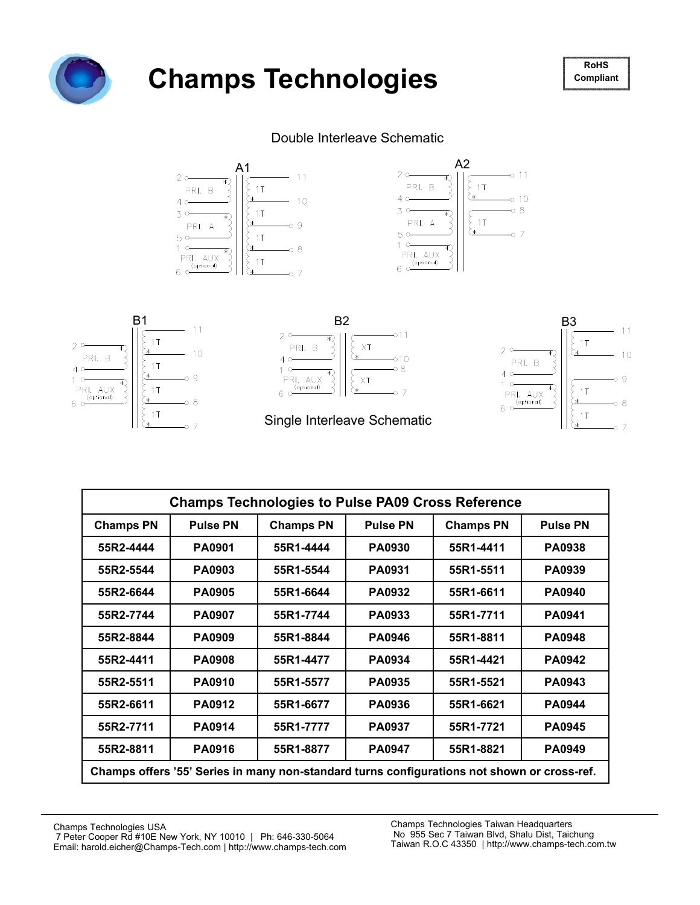# Champs Technologies

RoHS Compliant

## Double Interleave Schematic

A1

2 PRI. B 4 — 1T 11, 10
3 PRI. A 5 — 1T 10, 1T 9, 1T 8
1 PRI. AUX (optional) 6 — 1T 7

A2

2 PRI. B 4 — 1T 11, 10
3 PRI. A 5 — 1T 8, 7
1 PRI. AUX (optional) 6

B1

2 PRI. B 4 — 1T 11, 1T 10, 1T 9
1 PRI. AUX (optional) 6 — 1T 8, 7

B2

2 PRI. B 4 — XT 11, 10
1 PRI. AUX (optional) 6 — XT 8, 7

B3

2 PRI. B 4 — 1T 11, 10, 9
1 PRI. AUX (optional) 6 — 1T 8, 1T 7

## Single Interleave Schematic

| Champs Technologies to Pulse PA09 Cross Reference | | | | | |
|---|---|---|---|---|---|
| **Champs PN** | **Pulse PN** | **Champs PN** | **Pulse PN** | **Champs PN** | **Pulse PN** |
| 55R2-4444 | PA0901 | 55R1-4444 | PA0930 | 55R1-4411 | PA0938 |
| 55R2-5544 | PA0903 | 55R1-5544 | PA0931 | 55R1-5511 | PA0939 |
| 55R2-6644 | PA0905 | 55R1-6644 | PA0932 | 55R1-6611 | PA0940 |
| 55R2-7744 | PA0907 | 55R1-7744 | PA0933 | 55R1-7711 | PA0941 |
| 55R2-8844 | PA0909 | 55R1-8844 | PA0946 | 55R1-8811 | PA0948 |
| 55R2-4411 | PA0908 | 55R1-4477 | PA0934 | 55R1-4421 | PA0942 |
| 55R2-5511 | PA0910 | 55R1-5577 | PA0935 | 55R1-5521 | PA0943 |
| 55R2-6611 | PA0912 | 55R1-6677 | PA0936 | 55R1-6621 | PA0944 |
| 55R2-7711 | PA0914 | 55R1-7777 | PA0937 | 55R1-7721 | PA0945 |
| 55R2-8811 | PA0916 | 55R1-8877 | PA0947 | 55R1-8821 | PA0949 |

**Champs offers '55' Series in many non-standard turns configurations not shown or cross-ref.**

Champs Technologies USA
7 Peter Cooper Rd #10E New York, NY 10010 | Ph: 646-330-5064
Email: harold.eicher@Champs-Tech.com | http://www.champs-tech.com

Champs Technologies Taiwan Headquarters
No 955 Sec 7 Taiwan Blvd, Shalu Dist, Taichung
Taiwan R.O.C 43350 | http://www.champs-tech.com.tw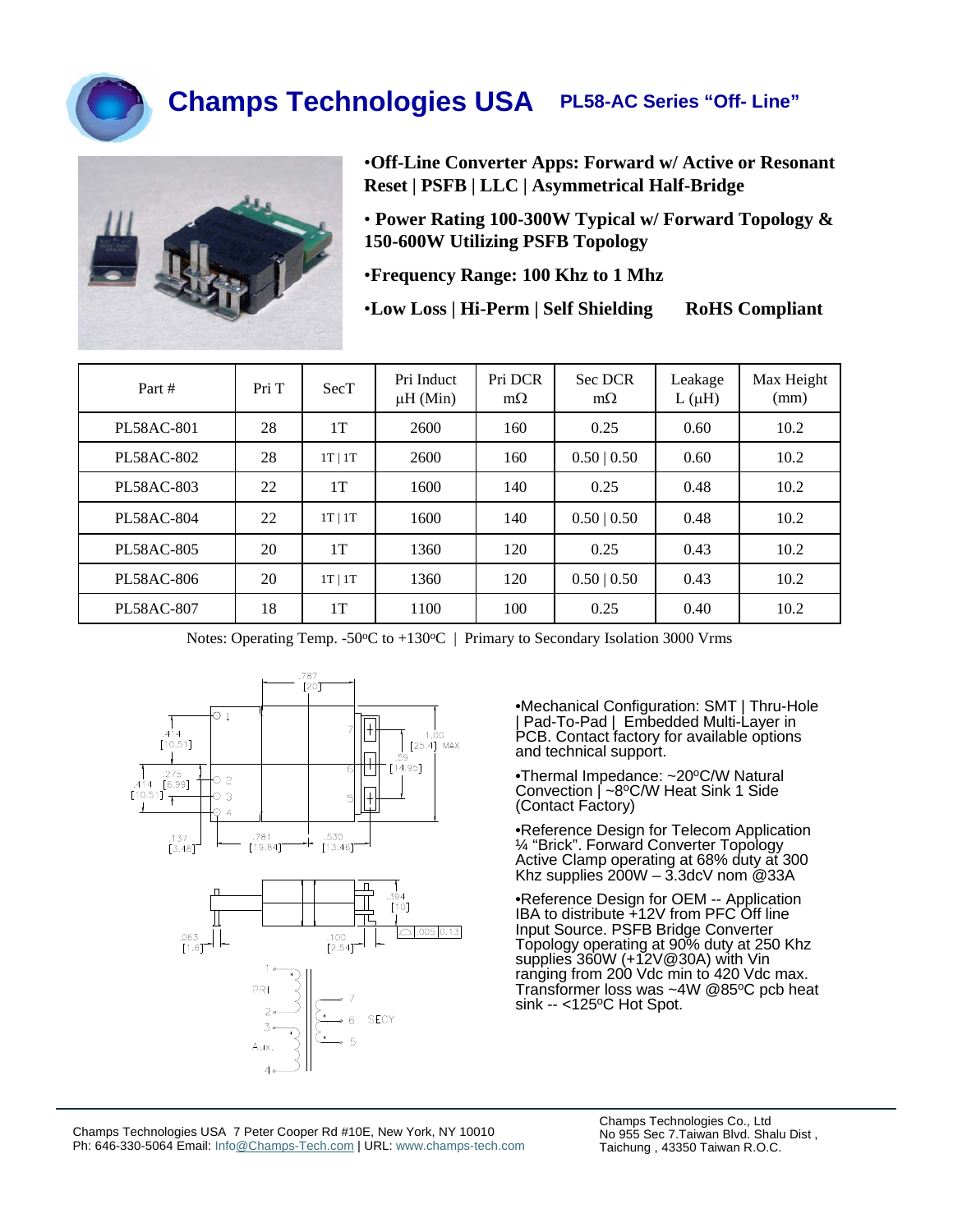# Champs Technologies USA

## PL58-AC Series "Off- Line"

- **Off-Line Converter Apps: Forward w/ Active or Resonant Reset | PSFB | LLC | Asymmetrical Half-Bridge**
- **Power Rating 100-300W Typical w/ Forward Topology & 150-600W Utilizing PSFB Topology**
- **Frequency Range: 100 Khz to 1 Mhz**
- **Low Loss | Hi-Perm | Self Shielding RoHS Compliant**

| Part # | Pri T | SecT | Pri Induct µH (Min) | Pri DCR mΩ | Sec DCR mΩ | Leakage L (µH) | Max Height (mm) |
|---|---|---|---|---|---|---|---|
| PL58AC-801 | 28 | 1T | 2600 | 160 | 0.25 | 0.60 | 10.2 |
| PL58AC-802 | 28 | 1T \| 1T | 2600 | 160 | 0.50 \| 0.50 | 0.60 | 10.2 |
| PL58AC-803 | 22 | 1T | 1600 | 140 | 0.25 | 0.48 | 10.2 |
| PL58AC-804 | 22 | 1T \| 1T | 1600 | 140 | 0.50 \| 0.50 | 0.48 | 10.2 |
| PL58AC-805 | 20 | 1T | 1360 | 120 | 0.25 | 0.43 | 10.2 |
| PL58AC-806 | 20 | 1T \| 1T | 1360 | 120 | 0.50 \| 0.50 | 0.43 | 10.2 |
| PL58AC-807 | 18 | 1T | 1100 | 100 | 0.25 | 0.40 | 10.2 |

Notes: Operating Temp. -50°C to +130°C | Primary to Secondary Isolation 3000 Vrms

.787 [20]
.414 [10.51]
.275 [6.99]
.414 [10.51]
.137 [3.48]
.781 [19.84]
.530 [13.46]
1.00 [25.4] MAX
.59 [14.95]
.394 [10]
.005 [0.13]
.063 [1.6]
.100 [2.54]
PRI
Aux.
SECY
1 2 3 4 5 6 7

- Mechanical Configuration: SMT | Thru-Hole | Pad-To-Pad | Embedded Multi-Layer in PCB. Contact factory for available options and technical support.
- Thermal Impedance: ~20°C/W Natural Convection | ~8°C/W Heat Sink 1 Side (Contact Factory)
- Reference Design for Telecom Application ¼ "Brick". Forward Converter Topology Active Clamp operating at 68% duty at 300 Khz supplies 200W – 3.3dcV nom @33A
- Reference Design for OEM -- Application IBA to distribute +12V from PFC Off line Input Source. PSFB Bridge Converter Topology operating at 90% duty at 250 Khz supplies 360W (+12V@30A) with Vin ranging from 200 Vdc min to 420 Vdc max. Transformer loss was ~4W @85°C pcb heat sink -- <125°C Hot Spot.

Champs Technologies USA 7 Peter Cooper Rd #10E, New York, NY 10010
Ph: 646-330-5064 Email: Info@Champs-Tech.com | URL: www.champs-tech.com

Champs Technologies Co., Ltd
No 955 Sec 7.Taiwan Blvd. Shalu Dist ,
Taichung , 43350 Taiwan R.O.C.